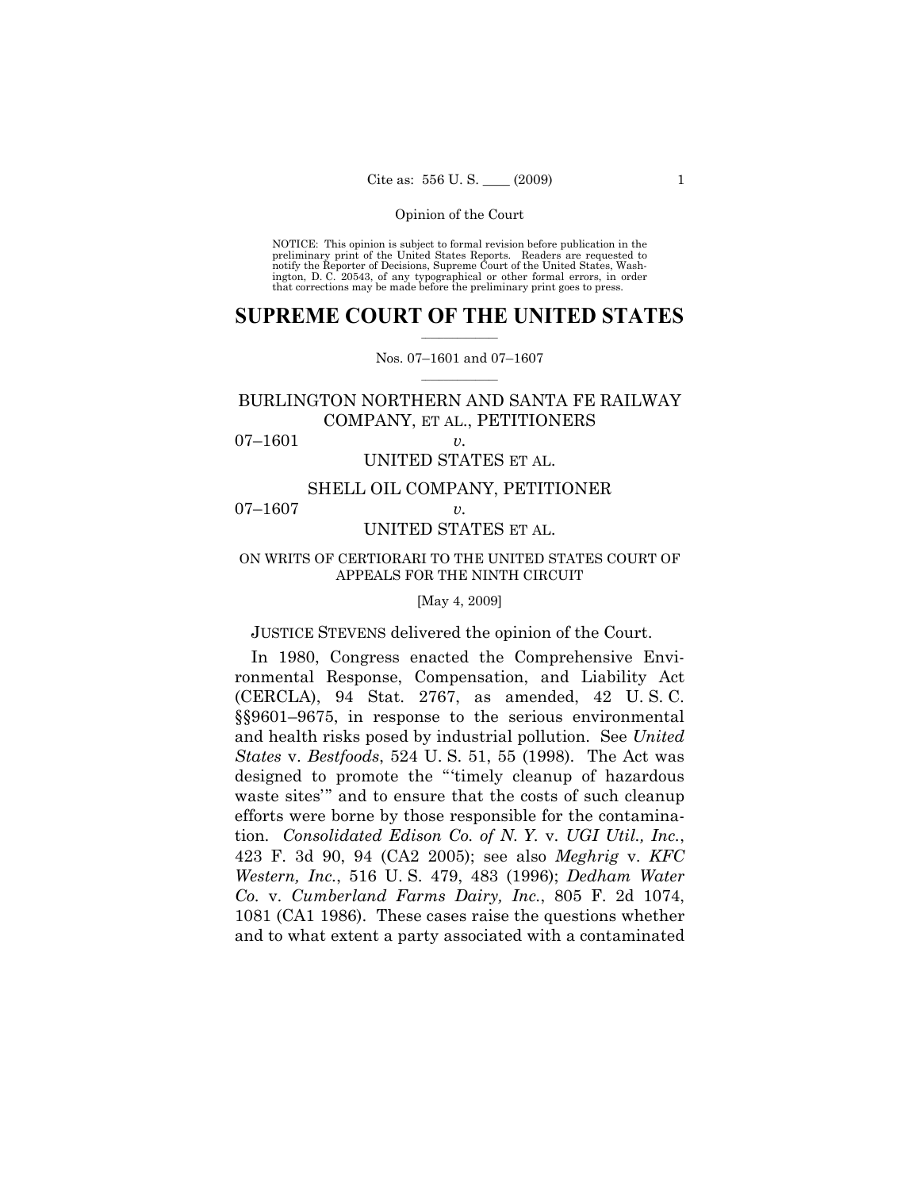NOTICE: This opinion is subject to formal revision before publication in the preliminary print of the United States Reports. Readers are requested to notify the Reporter of Decisions, Supreme Court of the United States, Washington, D. C. 20543, of any typographical or other formal errors, in order that corrections may be made before the preliminary print goes to press.

# SUPREME COURT OF THE UNITED STATES

Nos. 07–1601 and 07–1607

BURLINGTON NORTHERN AND SANTA FE RAILWAY COMPANY, ET AL., PETITIONERS

07–1601 *v.*

UNITED STATES ET AL.

SHELL OIL COMPANY, PETITIONER

07–1607 *v.*

UNITED STATES ET AL.

ON WRITS OF CERTIORARI TO THE UNITED STATES COURT OF APPEALS FOR THE NINTH CIRCUIT

[May 4, 2009]

JUSTICE STEVENS delivered the opinion of the Court.

In 1980, Congress enacted the Comprehensive Environmental Response, Compensation, and Liability Act (CERCLA), 94 Stat. 2767, as amended, 42 U. S. C. §§9601–9675, in response to the serious environmental and health risks posed by industrial pollution. See *United States* v. *Bestfoods*, 524 U. S. 51, 55 (1998). The Act was designed to promote the "'timely cleanup of hazardous waste sites'" and to ensure that the costs of such cleanup efforts were borne by those responsible for the contamination. *Consolidated Edison Co. of N. Y.* v. *UGI Util., Inc.*, 423 F. 3d 90, 94 (CA2 2005); see also *Meghrig* v. *KFC Western, Inc.*, 516 U. S. 479, 483 (1996); *Dedham Water Co.* v. *Cumberland Farms Dairy, Inc.*, 805 F. 2d 1074, 1081 (CA1 1986). These cases raise the questions whether and to what extent a party associated with a contaminated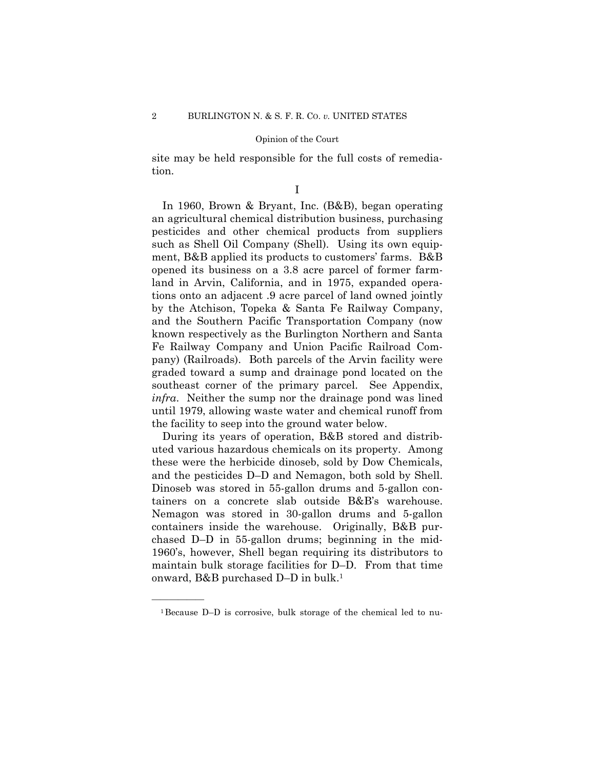site may be held responsible for the full costs of remediation.

## I

In 1960, Brown & Bryant, Inc. (B&B), began operating an agricultural chemical distribution business, purchasing pesticides and other chemical products from suppliers such as Shell Oil Company (Shell). Using its own equipment, B&B applied its products to customers' farms. B&B opened its business on a 3.8 acre parcel of former farmland in Arvin, California, and in 1975, expanded operations onto an adjacent .9 acre parcel of land owned jointly by the Atchison, Topeka & Santa Fe Railway Company, and the Southern Pacific Transportation Company (now known respectively as the Burlington Northern and Santa Fe Railway Company and Union Pacific Railroad Company) (Railroads). Both parcels of the Arvin facility were graded toward a sump and drainage pond located on the southeast corner of the primary parcel. See Appendix, *infra*. Neither the sump nor the drainage pond was lined until 1979, allowing waste water and chemical runoff from the facility to seep into the ground water below.

During its years of operation, B&B stored and distributed various hazardous chemicals on its property. Among these were the herbicide dinoseb, sold by Dow Chemicals, and the pesticides D–D and Nemagon, both sold by Shell. Dinoseb was stored in 55-gallon drums and 5-gallon containers on a concrete slab outside B&B's warehouse. Nemagon was stored in 30-gallon drums and 5-gallon containers inside the warehouse. Originally, B&B purchased D–D in 55-gallon drums; beginning in the mid-1960's, however, Shell began requiring its distributors to maintain bulk storage facilities for D–D. From that time onward, B&B purchased D–D in bulk.[1]

---

[1] Because D–D is corrosive, bulk storage of the chemical led to nu-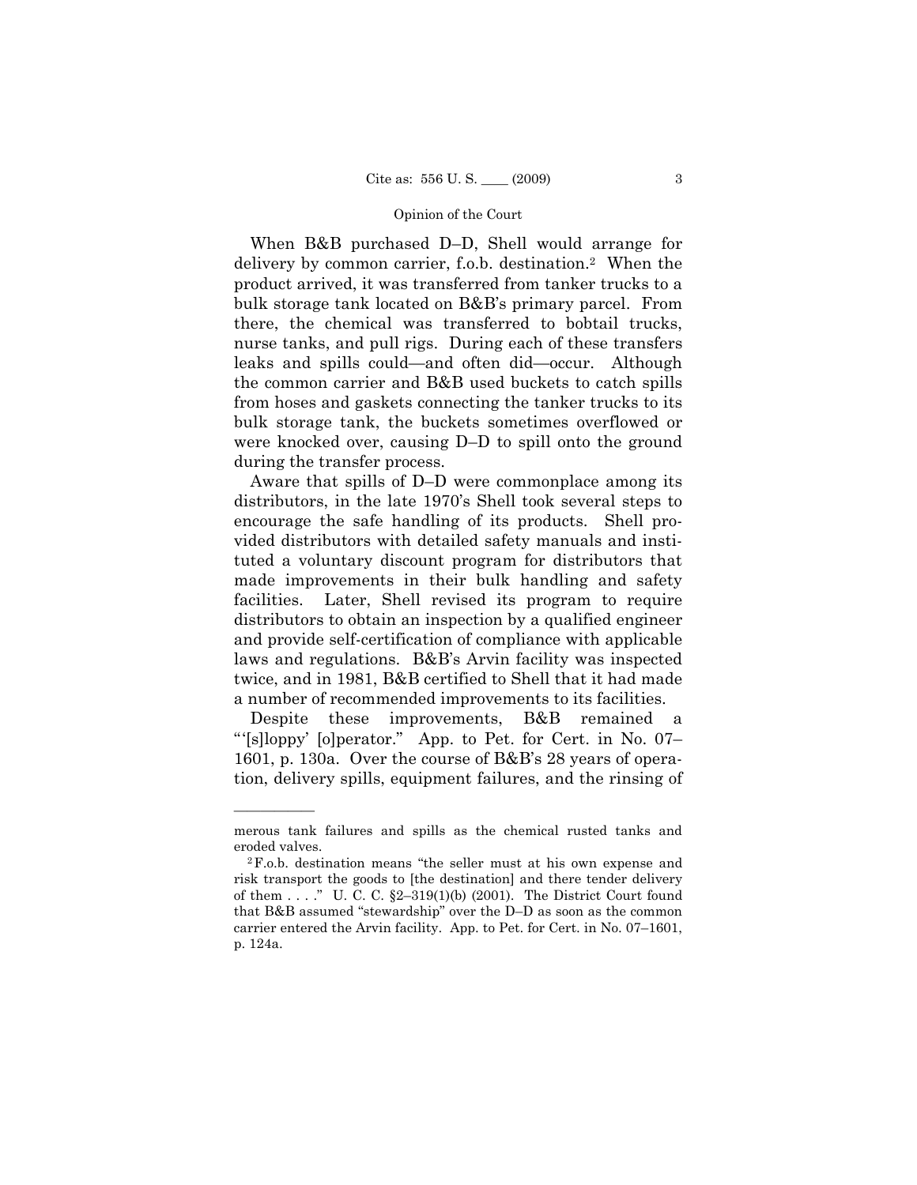When B&B purchased D–D, Shell would arrange for delivery by common carrier, f.o.b. destination.[2] When the product arrived, it was transferred from tanker trucks to a bulk storage tank located on B&B's primary parcel. From there, the chemical was transferred to bobtail trucks, nurse tanks, and pull rigs. During each of these transfers leaks and spills could—and often did—occur. Although the common carrier and B&B used buckets to catch spills from hoses and gaskets connecting the tanker trucks to its bulk storage tank, the buckets sometimes overflowed or were knocked over, causing D–D to spill onto the ground during the transfer process.

Aware that spills of D–D were commonplace among its distributors, in the late 1970's Shell took several steps to encourage the safe handling of its products. Shell provided distributors with detailed safety manuals and instituted a voluntary discount program for distributors that made improvements in their bulk handling and safety facilities. Later, Shell revised its program to require distributors to obtain an inspection by a qualified engineer and provide self-certification of compliance with applicable laws and regulations. B&B's Arvin facility was inspected twice, and in 1981, B&B certified to Shell that it had made a number of recommended improvements to its facilities.

Despite these improvements, B&B remained a "'[s]loppy' [o]perator." App. to Pet. for Cert. in No. 07–1601, p. 130a. Over the course of B&B's 28 years of operation, delivery spills, equipment failures, and the rinsing of

---

merous tank failures and spills as the chemical rusted tanks and eroded valves.

[2] F.o.b. destination means "the seller must at his own expense and risk transport the goods to [the destination] and there tender delivery of them . . . ." U. C. C. §2–319(1)(b) (2001). The District Court found that B&B assumed "stewardship" over the D–D as soon as the common carrier entered the Arvin facility. App. to Pet. for Cert. in No. 07–1601, p. 124a.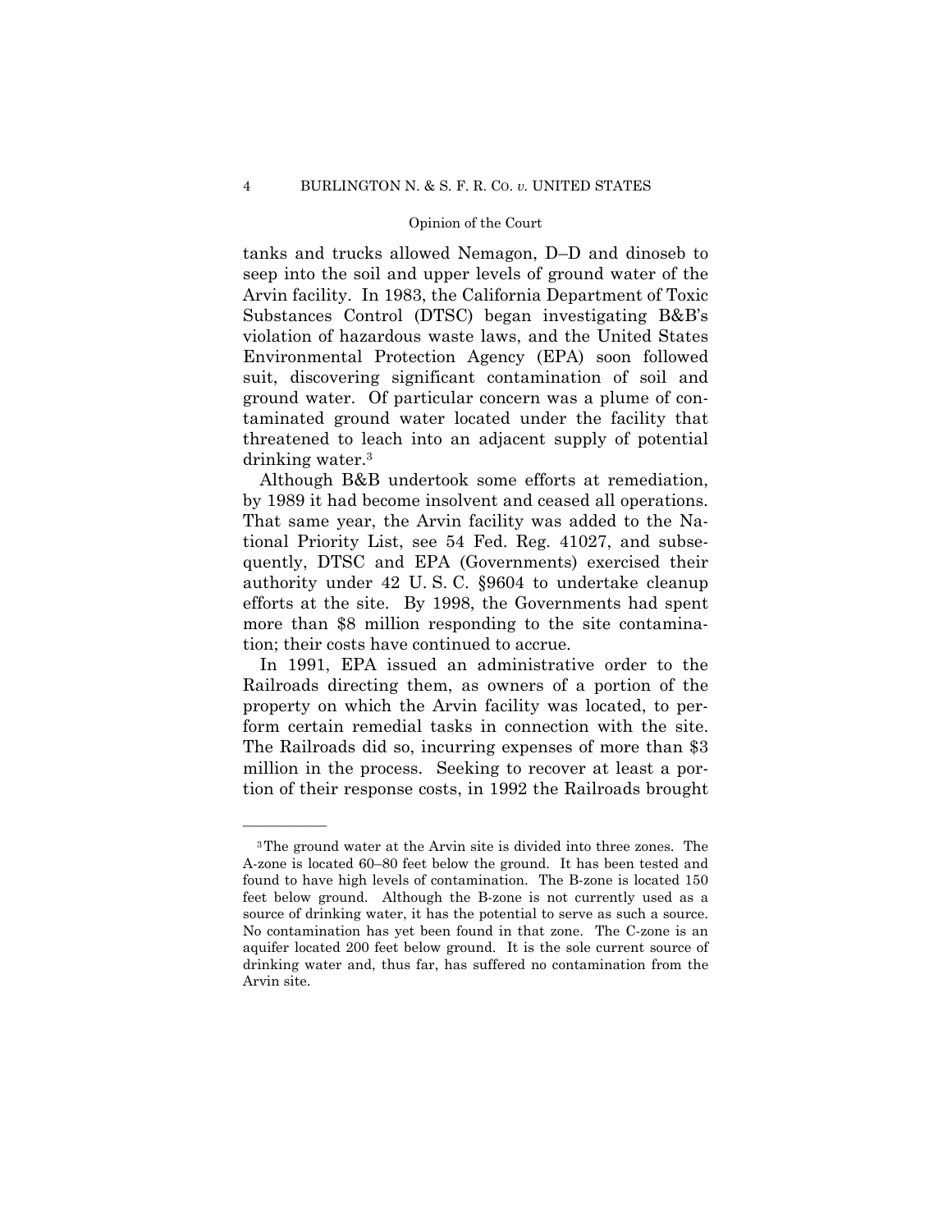tanks and trucks allowed Nemagon, D–D and dinoseb to seep into the soil and upper levels of ground water of the Arvin facility. In 1983, the California Department of Toxic Substances Control (DTSC) began investigating B&B's violation of hazardous waste laws, and the United States Environmental Protection Agency (EPA) soon followed suit, discovering significant contamination of soil and ground water. Of particular concern was a plume of contaminated ground water located under the facility that threatened to leach into an adjacent supply of potential drinking water.[3]

Although B&B undertook some efforts at remediation, by 1989 it had become insolvent and ceased all operations. That same year, the Arvin facility was added to the National Priority List, see 54 Fed. Reg. 41027, and subsequently, DTSC and EPA (Governments) exercised their authority under 42 U. S. C. §9604 to undertake cleanup efforts at the site. By 1998, the Governments had spent more than $8 million responding to the site contamination; their costs have continued to accrue.

In 1991, EPA issued an administrative order to the Railroads directing them, as owners of a portion of the property on which the Arvin facility was located, to perform certain remedial tasks in connection with the site. The Railroads did so, incurring expenses of more than $3 million in the process. Seeking to recover at least a portion of their response costs, in 1992 the Railroads brought

---

[3] The ground water at the Arvin site is divided into three zones. The A-zone is located 60–80 feet below the ground. It has been tested and found to have high levels of contamination. The B-zone is located 150 feet below ground. Although the B-zone is not currently used as a source of drinking water, it has the potential to serve as such a source. No contamination has yet been found in that zone. The C-zone is an aquifer located 200 feet below ground. It is the sole current source of drinking water and, thus far, has suffered no contamination from the Arvin site.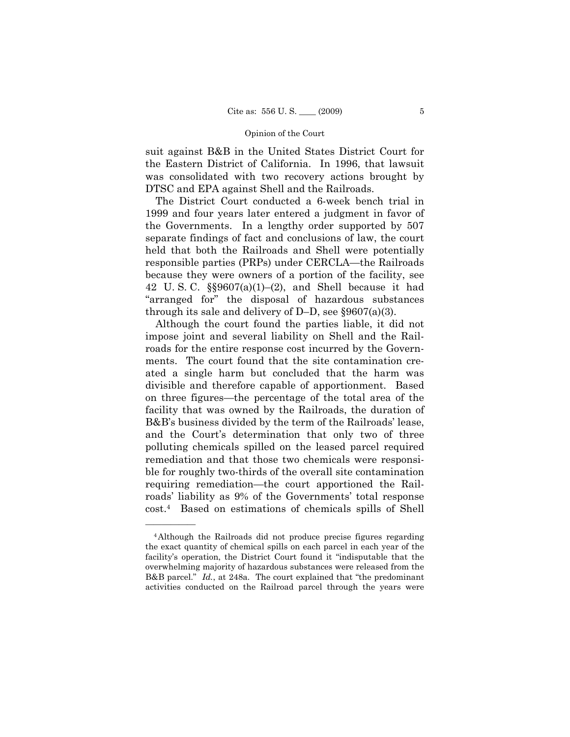suit against B&B in the United States District Court for the Eastern District of California. In 1996, that lawsuit was consolidated with two recovery actions brought by DTSC and EPA against Shell and the Railroads.

The District Court conducted a 6-week bench trial in 1999 and four years later entered a judgment in favor of the Governments. In a lengthy order supported by 507 separate findings of fact and conclusions of law, the court held that both the Railroads and Shell were potentially responsible parties (PRPs) under CERCLA—the Railroads because they were owners of a portion of the facility, see 42 U. S. C. §§9607(a)(1)–(2), and Shell because it had "arranged for" the disposal of hazardous substances through its sale and delivery of D–D, see §9607(a)(3).

Although the court found the parties liable, it did not impose joint and several liability on Shell and the Railroads for the entire response cost incurred by the Governments. The court found that the site contamination created a single harm but concluded that the harm was divisible and therefore capable of apportionment. Based on three figures—the percentage of the total area of the facility that was owned by the Railroads, the duration of B&B's business divided by the term of the Railroads' lease, and the Court's determination that only two of three polluting chemicals spilled on the leased parcel required remediation and that those two chemicals were responsible for roughly two-thirds of the overall site contamination requiring remediation—the court apportioned the Railroads' liability as 9% of the Governments' total response cost.[4] Based on estimations of chemicals spills of Shell

---

[4] Although the Railroads did not produce precise figures regarding the exact quantity of chemical spills on each parcel in each year of the facility's operation, the District Court found it "indisputable that the overwhelming majority of hazardous substances were released from the B&B parcel." *Id.*, at 248a. The court explained that "the predominant activities conducted on the Railroad parcel through the years were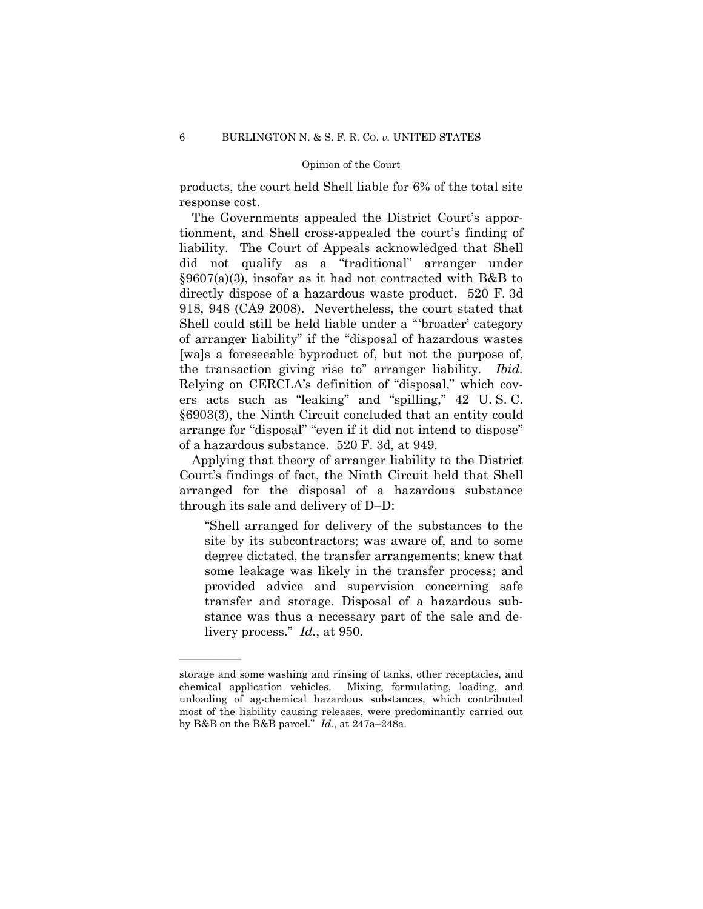products, the court held Shell liable for 6% of the total site response cost.

The Governments appealed the District Court's apportionment, and Shell cross-appealed the court's finding of liability. The Court of Appeals acknowledged that Shell did not qualify as a "traditional" arranger under §9607(a)(3), insofar as it had not contracted with B&B to directly dispose of a hazardous waste product. 520 F. 3d 918, 948 (CA9 2008). Nevertheless, the court stated that Shell could still be held liable under a "'broader' category of arranger liability" if the "disposal of hazardous wastes [wa]s a foreseeable byproduct of, but not the purpose of, the transaction giving rise to" arranger liability. *Ibid.* Relying on CERCLA's definition of "disposal," which covers acts such as "leaking" and "spilling," 42 U. S. C. §6903(3), the Ninth Circuit concluded that an entity could arrange for "disposal" "even if it did not intend to dispose" of a hazardous substance. 520 F. 3d, at 949.

Applying that theory of arranger liability to the District Court's findings of fact, the Ninth Circuit held that Shell arranged for the disposal of a hazardous substance through its sale and delivery of D–D:

> "Shell arranged for delivery of the substances to the site by its subcontractors; was aware of, and to some degree dictated, the transfer arrangements; knew that some leakage was likely in the transfer process; and provided advice and supervision concerning safe transfer and storage. Disposal of a hazardous substance was thus a necessary part of the sale and delivery process." *Id.*, at 950.

---

storage and some washing and rinsing of tanks, other receptacles, and chemical application vehicles. Mixing, formulating, loading, and unloading of ag-chemical hazardous substances, which contributed most of the liability causing releases, were predominantly carried out by B&B on the B&B parcel." *Id.*, at 247a–248a.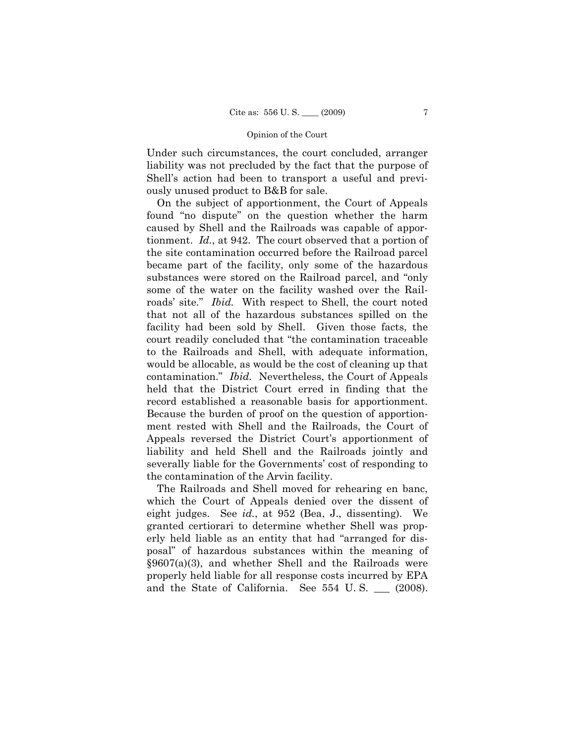Under such circumstances, the court concluded, arranger liability was not precluded by the fact that the purpose of Shell's action had been to transport a useful and previously unused product to B&B for sale.

On the subject of apportionment, the Court of Appeals found "no dispute" on the question whether the harm caused by Shell and the Railroads was capable of apportionment. *Id.*, at 942. The court observed that a portion of the site contamination occurred before the Railroad parcel became part of the facility, only some of the hazardous substances were stored on the Railroad parcel, and "only some of the water on the facility washed over the Railroads' site." *Ibid.* With respect to Shell, the court noted that not all of the hazardous substances spilled on the facility had been sold by Shell. Given those facts, the court readily concluded that "the contamination traceable to the Railroads and Shell, with adequate information, would be allocable, as would be the cost of cleaning up that contamination." *Ibid.* Nevertheless, the Court of Appeals held that the District Court erred in finding that the record established a reasonable basis for apportionment. Because the burden of proof on the question of apportionment rested with Shell and the Railroads, the Court of Appeals reversed the District Court's apportionment of liability and held Shell and the Railroads jointly and severally liable for the Governments' cost of responding to the contamination of the Arvin facility.

The Railroads and Shell moved for rehearing en banc, which the Court of Appeals denied over the dissent of eight judges. See *id.*, at 952 (Bea, J., dissenting). We granted certiorari to determine whether Shell was properly held liable as an entity that had "arranged for disposal" of hazardous substances within the meaning of §9607(a)(3), and whether Shell and the Railroads were properly held liable for all response costs incurred by EPA and the State of California. See 554 U. S. ___ (2008).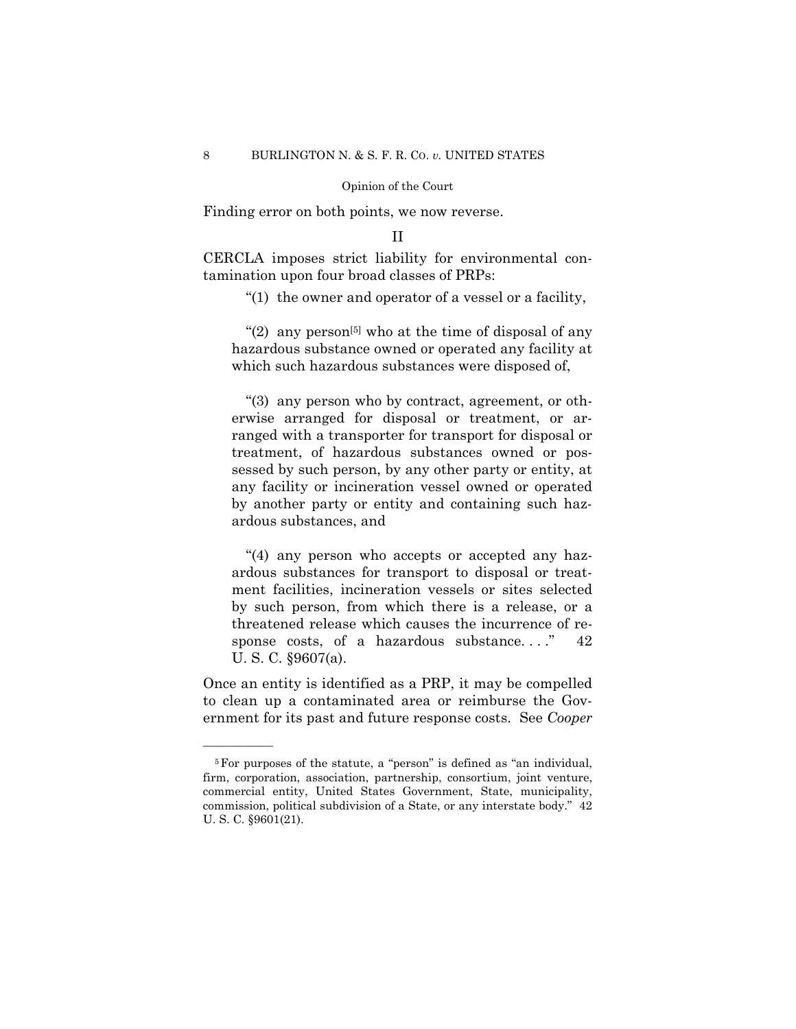Finding error on both points, we now reverse.

## II

CERCLA imposes strict liability for environmental contamination upon four broad classes of PRPs:

> "(1) the owner and operator of a vessel or a facility,
>
> "(2) any person[5] who at the time of disposal of any hazardous substance owned or operated any facility at which such hazardous substances were disposed of,
>
> "(3) any person who by contract, agreement, or otherwise arranged for disposal or treatment, or arranged with a transporter for transport for disposal or treatment, of hazardous substances owned or possessed by such person, by any other party or entity, at any facility or incineration vessel owned or operated by another party or entity and containing such hazardous substances, and
>
> "(4) any person who accepts or accepted any hazardous substances for transport to disposal or treatment facilities, incineration vessels or sites selected by such person, from which there is a release, or a threatened release which causes the incurrence of response costs, of a hazardous substance. . . ." 42 U. S. C. §9607(a).

Once an entity is identified as a PRP, it may be compelled to clean up a contaminated area or reimburse the Government for its past and future response costs. See *Cooper*

---

[5] For purposes of the statute, a "person" is defined as "an individual, firm, corporation, association, partnership, consortium, joint venture, commercial entity, United States Government, State, municipality, commission, political subdivision of a State, or any interstate body." 42 U. S. C. §9601(21).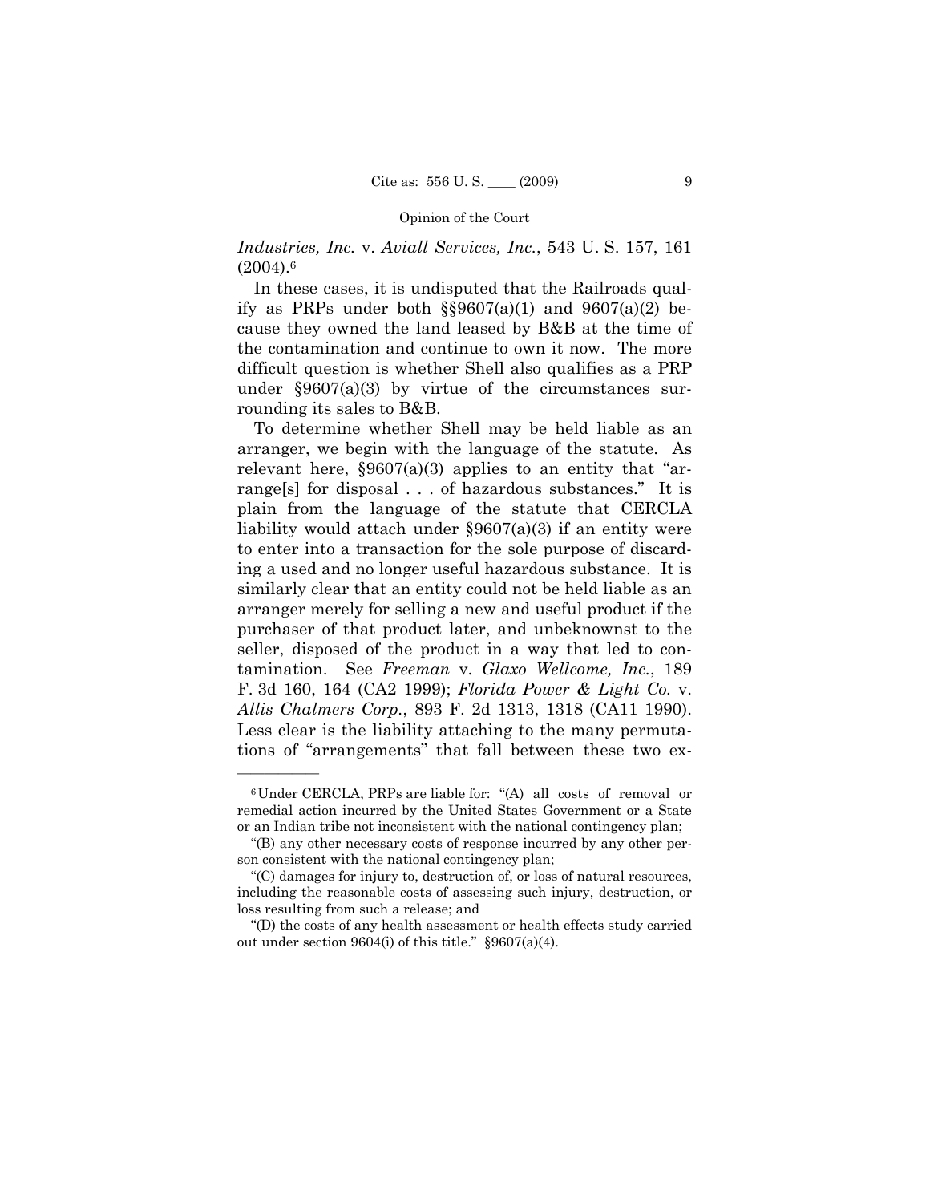*Industries, Inc.* v. *Aviall Services, Inc.*, 543 U. S. 157, 161 (2004).[6]

In these cases, it is undisputed that the Railroads qualify as PRPs under both §§9607(a)(1) and 9607(a)(2) because they owned the land leased by B&B at the time of the contamination and continue to own it now. The more difficult question is whether Shell also qualifies as a PRP under §9607(a)(3) by virtue of the circumstances surrounding its sales to B&B.

To determine whether Shell may be held liable as an arranger, we begin with the language of the statute. As relevant here, §9607(a)(3) applies to an entity that "arrange[s] for disposal . . . of hazardous substances." It is plain from the language of the statute that CERCLA liability would attach under §9607(a)(3) if an entity were to enter into a transaction for the sole purpose of discarding a used and no longer useful hazardous substance. It is similarly clear that an entity could not be held liable as an arranger merely for selling a new and useful product if the purchaser of that product later, and unbeknownst to the seller, disposed of the product in a way that led to contamination. See *Freeman* v. *Glaxo Wellcome, Inc.*, 189 F. 3d 160, 164 (CA2 1999); *Florida Power & Light Co.* v. *Allis Chalmers Corp.*, 893 F. 2d 1313, 1318 (CA11 1990). Less clear is the liability attaching to the many permutations of "arrangements" that fall between these two ex-

---

[6] Under CERCLA, PRPs are liable for: "(A) all costs of removal or remedial action incurred by the United States Government or a State or an Indian tribe not inconsistent with the national contingency plan;

"(B) any other necessary costs of response incurred by any other person consistent with the national contingency plan;

"(C) damages for injury to, destruction of, or loss of natural resources, including the reasonable costs of assessing such injury, destruction, or loss resulting from such a release; and

"(D) the costs of any health assessment or health effects study carried out under section 9604(i) of this title." §9607(a)(4).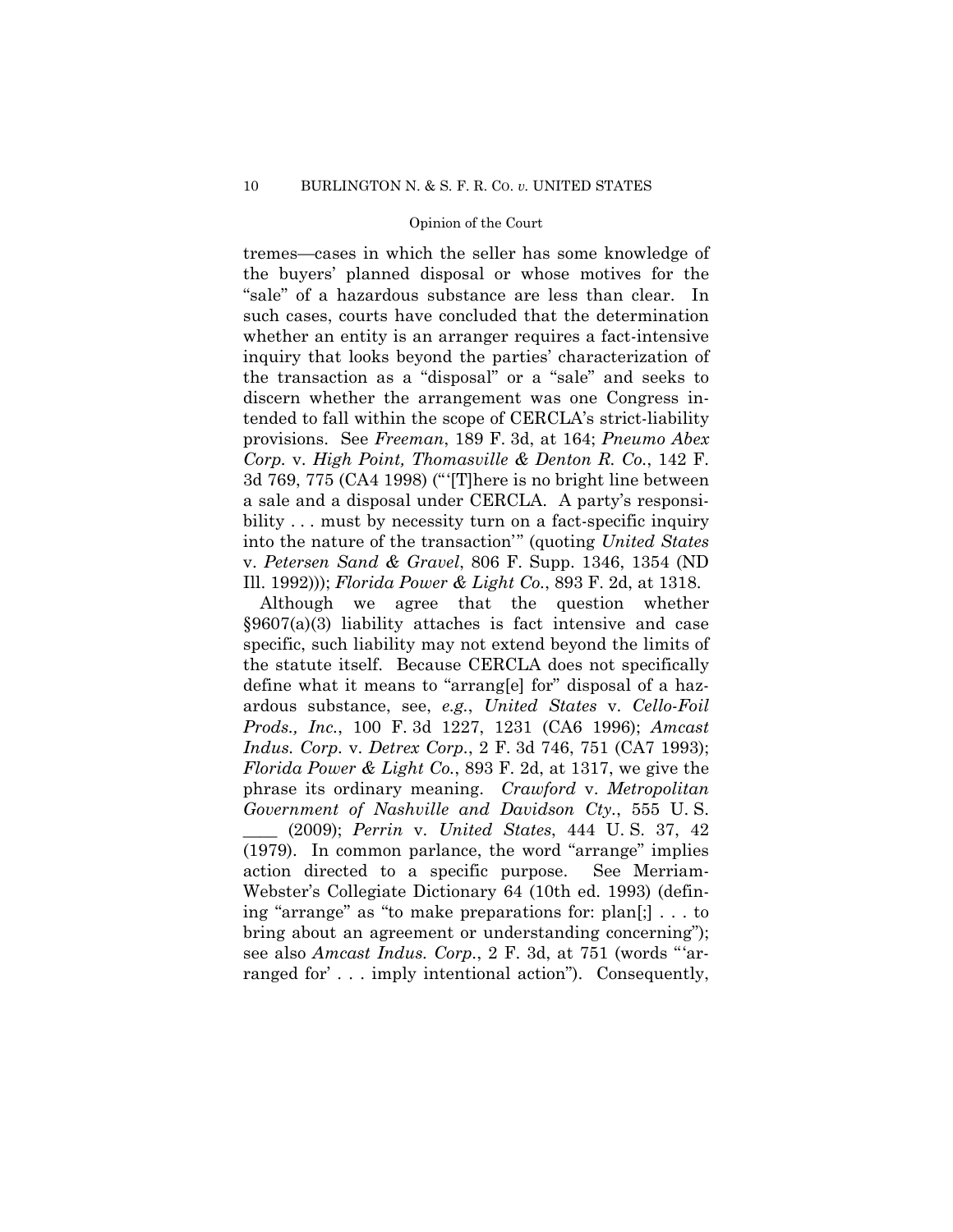tremes—cases in which the seller has some knowledge of the buyers' planned disposal or whose motives for the "sale" of a hazardous substance are less than clear. In such cases, courts have concluded that the determination whether an entity is an arranger requires a fact-intensive inquiry that looks beyond the parties' characterization of the transaction as a "disposal" or a "sale" and seeks to discern whether the arrangement was one Congress intended to fall within the scope of CERCLA's strict-liability provisions. See *Freeman*, 189 F. 3d, at 164; *Pneumo Abex Corp.* v. *High Point, Thomasville & Denton R. Co.*, 142 F. 3d 769, 775 (CA4 1998) ("'[T]here is no bright line between a sale and a disposal under CERCLA. A party's responsibility . . . must by necessity turn on a fact-specific inquiry into the nature of the transaction'" (quoting *United States* v. *Petersen Sand & Gravel*, 806 F. Supp. 1346, 1354 (ND Ill. 1992))); *Florida Power & Light Co.*, 893 F. 2d, at 1318.

Although we agree that the question whether §9607(a)(3) liability attaches is fact intensive and case specific, such liability may not extend beyond the limits of the statute itself. Because CERCLA does not specifically define what it means to "arrang[e] for" disposal of a hazardous substance, see, *e.g.*, *United States* v. *Cello-Foil Prods., Inc.*, 100 F. 3d 1227, 1231 (CA6 1996); *Amcast Indus. Corp.* v. *Detrex Corp.*, 2 F. 3d 746, 751 (CA7 1993); *Florida Power & Light Co.*, 893 F. 2d, at 1317, we give the phrase its ordinary meaning. *Crawford* v. *Metropolitan Government of Nashville and Davidson Cty.*, 555 U. S. \_\_\_\_ (2009); *Perrin* v. *United States*, 444 U. S. 37, 42 (1979). In common parlance, the word "arrange" implies action directed to a specific purpose. See Merriam-Webster's Collegiate Dictionary 64 (10th ed. 1993) (defining "arrange" as "to make preparations for: plan[;] . . . to bring about an agreement or understanding concerning"); see also *Amcast Indus. Corp.*, 2 F. 3d, at 751 (words "'arranged for' . . . imply intentional action"). Consequently,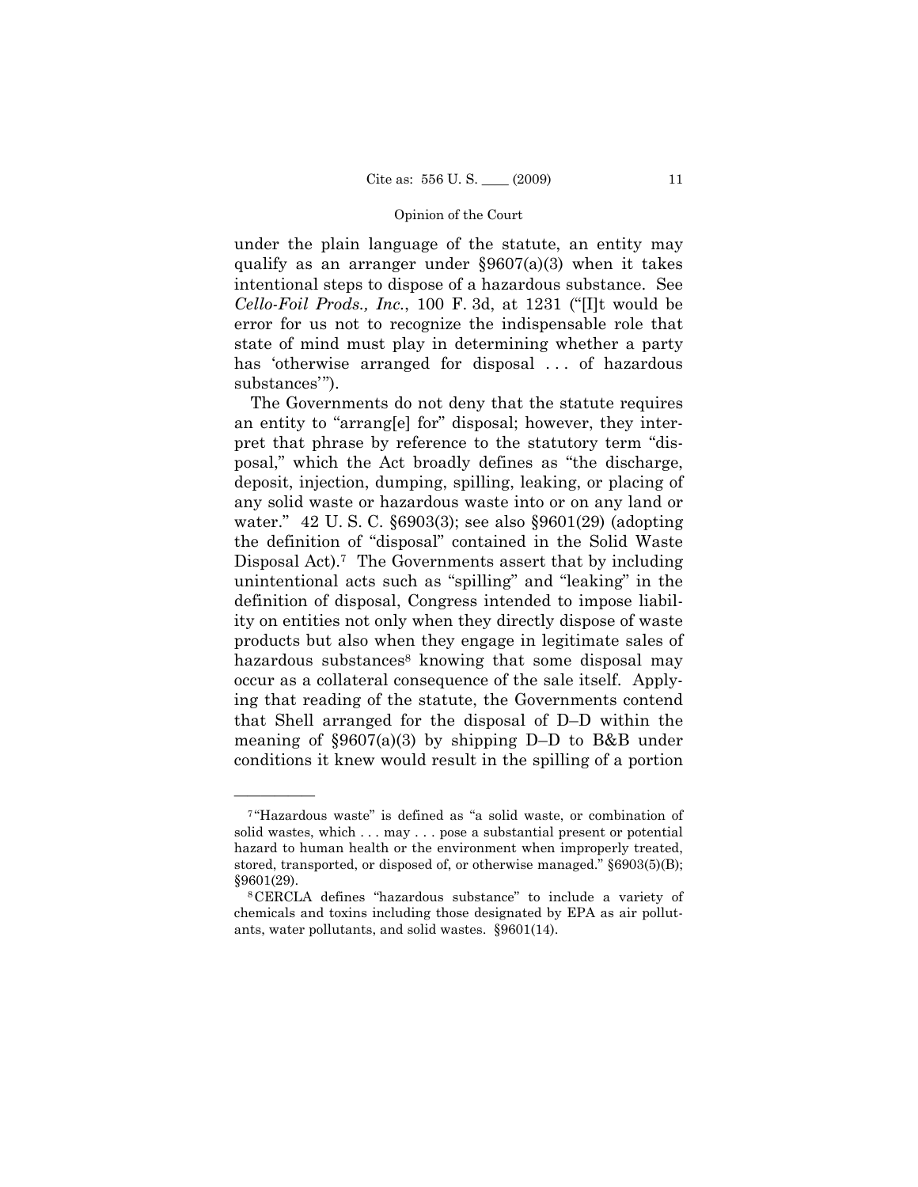under the plain language of the statute, an entity may qualify as an arranger under §9607(a)(3) when it takes intentional steps to dispose of a hazardous substance. See *Cello-Foil Prods., Inc.*, 100 F. 3d, at 1231 ("[I]t would be error for us not to recognize the indispensable role that state of mind must play in determining whether a party has 'otherwise arranged for disposal . . . of hazardous substances'").

The Governments do not deny that the statute requires an entity to "arrang[e] for" disposal; however, they interpret that phrase by reference to the statutory term "disposal," which the Act broadly defines as "the discharge, deposit, injection, dumping, spilling, leaking, or placing of any solid waste or hazardous waste into or on any land or water." 42 U. S. C. §6903(3); see also §9601(29) (adopting the definition of "disposal" contained in the Solid Waste Disposal Act).[7] The Governments assert that by including unintentional acts such as "spilling" and "leaking" in the definition of disposal, Congress intended to impose liability on entities not only when they directly dispose of waste products but also when they engage in legitimate sales of hazardous substances[8] knowing that some disposal may occur as a collateral consequence of the sale itself. Applying that reading of the statute, the Governments contend that Shell arranged for the disposal of D–D within the meaning of §9607(a)(3) by shipping D–D to B&B under conditions it knew would result in the spilling of a portion

---

[7] "Hazardous waste" is defined as "a solid waste, or combination of solid wastes, which . . . may . . . pose a substantial present or potential hazard to human health or the environment when improperly treated, stored, transported, or disposed of, or otherwise managed." §6903(5)(B); §9601(29).

[8] CERCLA defines "hazardous substance" to include a variety of chemicals and toxins including those designated by EPA as air pollutants, water pollutants, and solid wastes. §9601(14).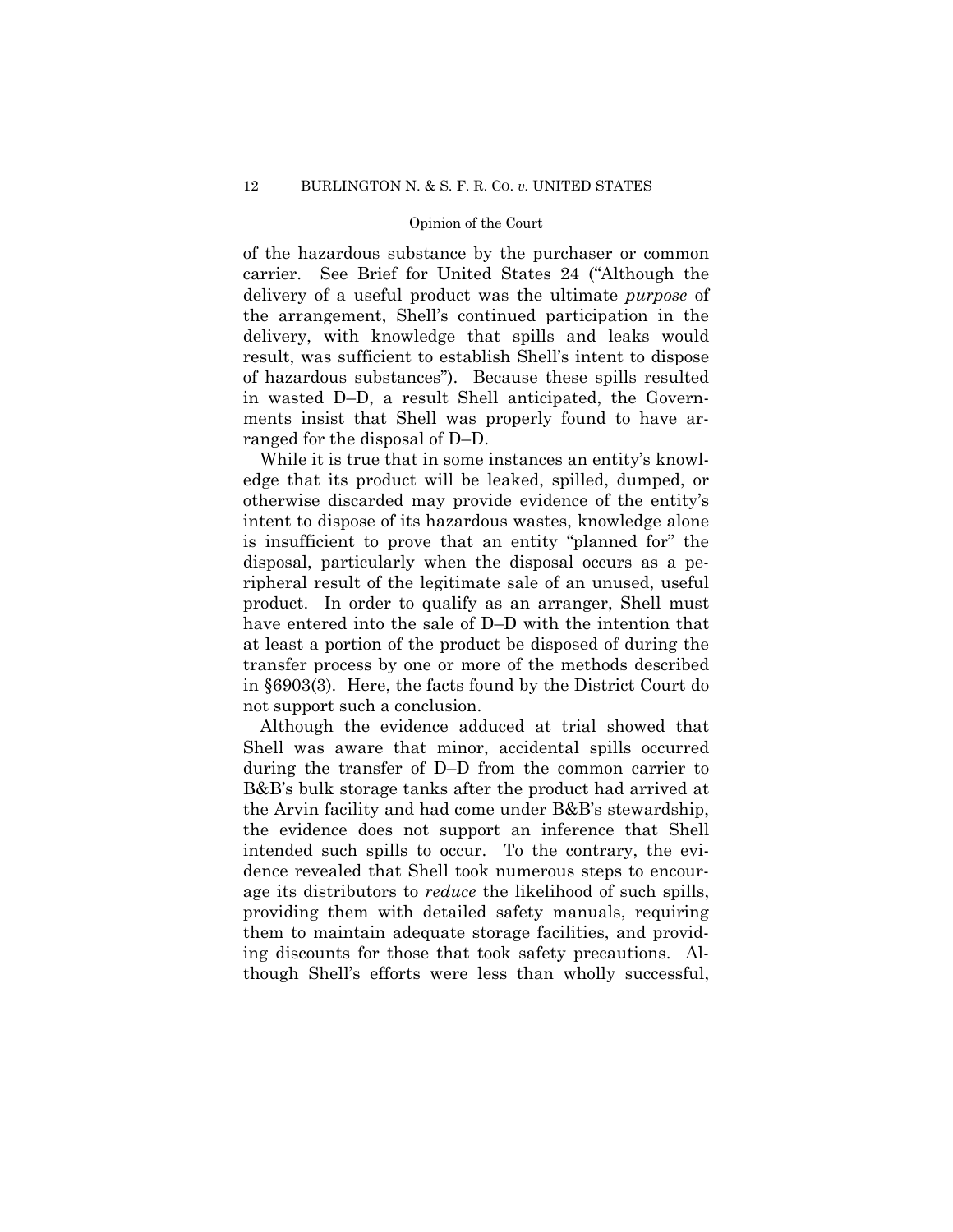of the hazardous substance by the purchaser or common carrier. See Brief for United States 24 ("Although the delivery of a useful product was the ultimate *purpose* of the arrangement, Shell's continued participation in the delivery, with knowledge that spills and leaks would result, was sufficient to establish Shell's intent to dispose of hazardous substances"). Because these spills resulted in wasted D–D, a result Shell anticipated, the Governments insist that Shell was properly found to have arranged for the disposal of D–D.

While it is true that in some instances an entity's knowledge that its product will be leaked, spilled, dumped, or otherwise discarded may provide evidence of the entity's intent to dispose of its hazardous wastes, knowledge alone is insufficient to prove that an entity "planned for" the disposal, particularly when the disposal occurs as a peripheral result of the legitimate sale of an unused, useful product. In order to qualify as an arranger, Shell must have entered into the sale of D–D with the intention that at least a portion of the product be disposed of during the transfer process by one or more of the methods described in §6903(3). Here, the facts found by the District Court do not support such a conclusion.

Although the evidence adduced at trial showed that Shell was aware that minor, accidental spills occurred during the transfer of D–D from the common carrier to B&B's bulk storage tanks after the product had arrived at the Arvin facility and had come under B&B's stewardship, the evidence does not support an inference that Shell intended such spills to occur. To the contrary, the evidence revealed that Shell took numerous steps to encourage its distributors to *reduce* the likelihood of such spills, providing them with detailed safety manuals, requiring them to maintain adequate storage facilities, and providing discounts for those that took safety precautions. Although Shell's efforts were less than wholly successful,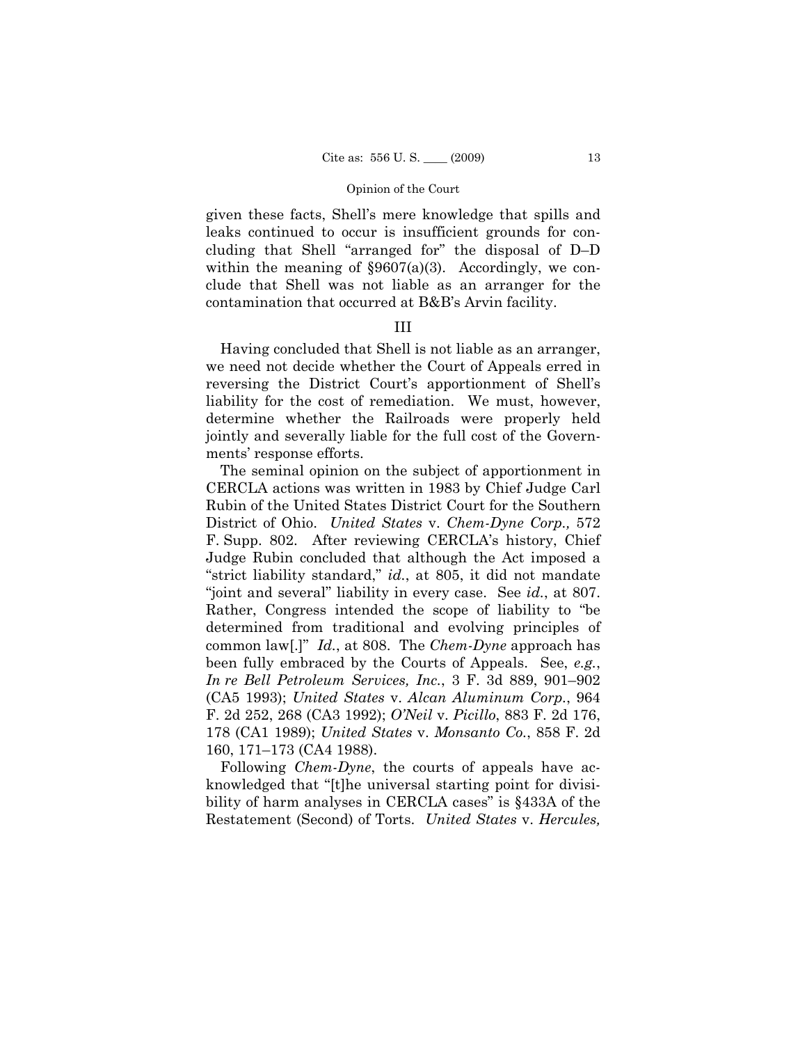given these facts, Shell's mere knowledge that spills and leaks continued to occur is insufficient grounds for concluding that Shell "arranged for" the disposal of D–D within the meaning of §9607(a)(3). Accordingly, we conclude that Shell was not liable as an arranger for the contamination that occurred at B&B's Arvin facility.

## III

Having concluded that Shell is not liable as an arranger, we need not decide whether the Court of Appeals erred in reversing the District Court's apportionment of Shell's liability for the cost of remediation. We must, however, determine whether the Railroads were properly held jointly and severally liable for the full cost of the Governments' response efforts.

The seminal opinion on the subject of apportionment in CERCLA actions was written in 1983 by Chief Judge Carl Rubin of the United States District Court for the Southern District of Ohio. *United States* v. *Chem-Dyne Corp.,* 572 F. Supp. 802. After reviewing CERCLA's history, Chief Judge Rubin concluded that although the Act imposed a "strict liability standard," *id.*, at 805, it did not mandate "joint and several" liability in every case. See *id.*, at 807. Rather, Congress intended the scope of liability to "be determined from traditional and evolving principles of common law[.]" *Id.*, at 808. The *Chem-Dyne* approach has been fully embraced by the Courts of Appeals. See, *e.g.*, *In re Bell Petroleum Services, Inc.*, 3 F. 3d 889, 901–902 (CA5 1993); *United States* v. *Alcan Aluminum Corp.*, 964 F. 2d 252, 268 (CA3 1992); *O'Neil* v. *Picillo*, 883 F. 2d 176, 178 (CA1 1989); *United States* v. *Monsanto Co.*, 858 F. 2d 160, 171–173 (CA4 1988).

Following *Chem-Dyne*, the courts of appeals have acknowledged that "[t]he universal starting point for divisibility of harm analyses in CERCLA cases" is §433A of the Restatement (Second) of Torts. *United States* v. *Hercules,*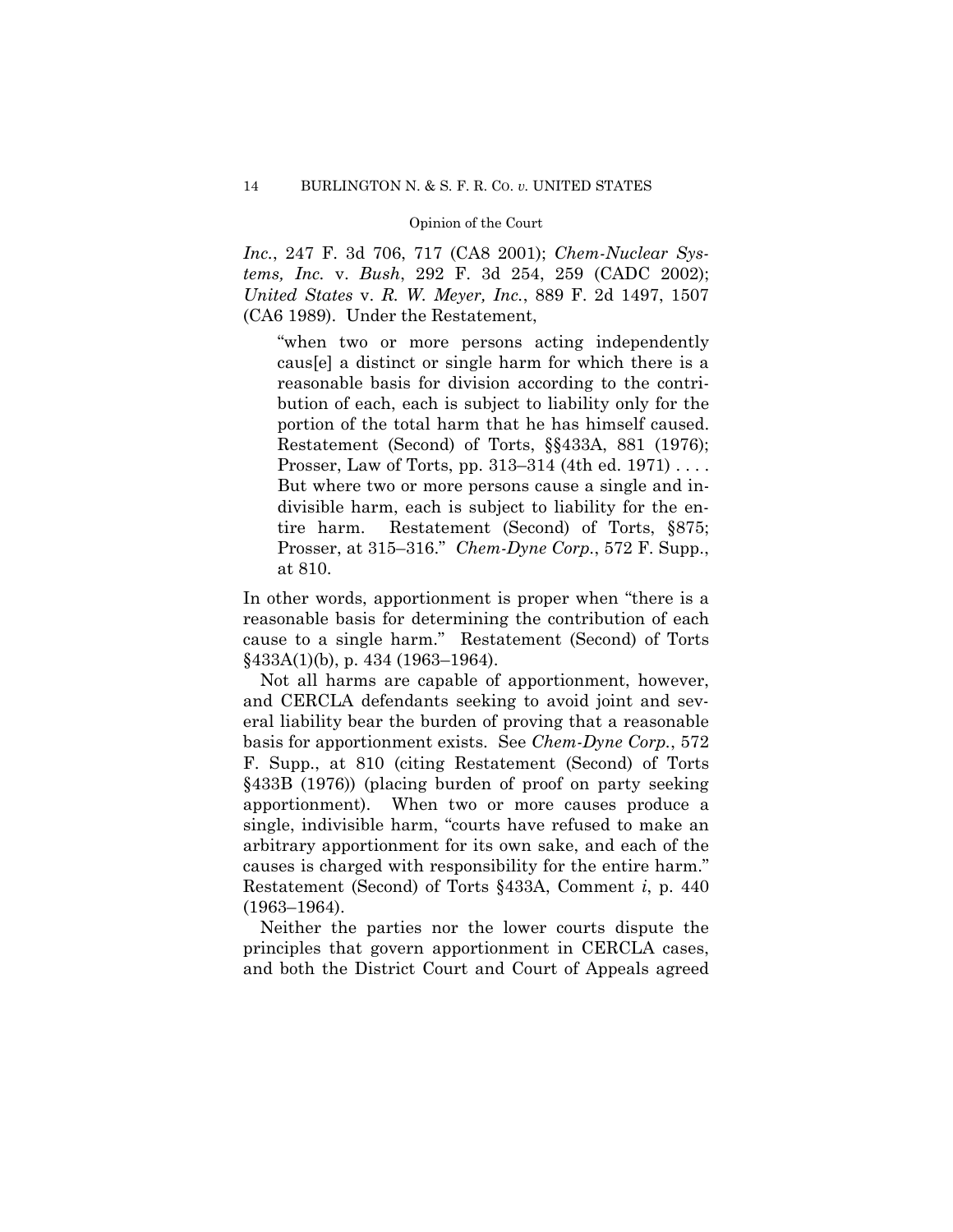*Inc.*, 247 F. 3d 706, 717 (CA8 2001); *Chem-Nuclear Systems, Inc.* v. *Bush*, 292 F. 3d 254, 259 (CADC 2002); *United States* v. *R. W. Meyer, Inc.*, 889 F. 2d 1497, 1507 (CA6 1989). Under the Restatement,

> "when two or more persons acting independently caus[e] a distinct or single harm for which there is a reasonable basis for division according to the contribution of each, each is subject to liability only for the portion of the total harm that he has himself caused. Restatement (Second) of Torts, §§433A, 881 (1976); Prosser, Law of Torts, pp. 313–314 (4th ed. 1971) . . . . But where two or more persons cause a single and indivisible harm, each is subject to liability for the entire harm. Restatement (Second) of Torts, §875; Prosser, at 315–316." *Chem-Dyne Corp.*, 572 F. Supp., at 810.

In other words, apportionment is proper when "there is a reasonable basis for determining the contribution of each cause to a single harm." Restatement (Second) of Torts §433A(1)(b), p. 434 (1963–1964).

Not all harms are capable of apportionment, however, and CERCLA defendants seeking to avoid joint and several liability bear the burden of proving that a reasonable basis for apportionment exists. See *Chem-Dyne Corp.*, 572 F. Supp., at 810 (citing Restatement (Second) of Torts §433B (1976)) (placing burden of proof on party seeking apportionment). When two or more causes produce a single, indivisible harm, "courts have refused to make an arbitrary apportionment for its own sake, and each of the causes is charged with responsibility for the entire harm." Restatement (Second) of Torts §433A, Comment *i*, p. 440 (1963–1964).

Neither the parties nor the lower courts dispute the principles that govern apportionment in CERCLA cases, and both the District Court and Court of Appeals agreed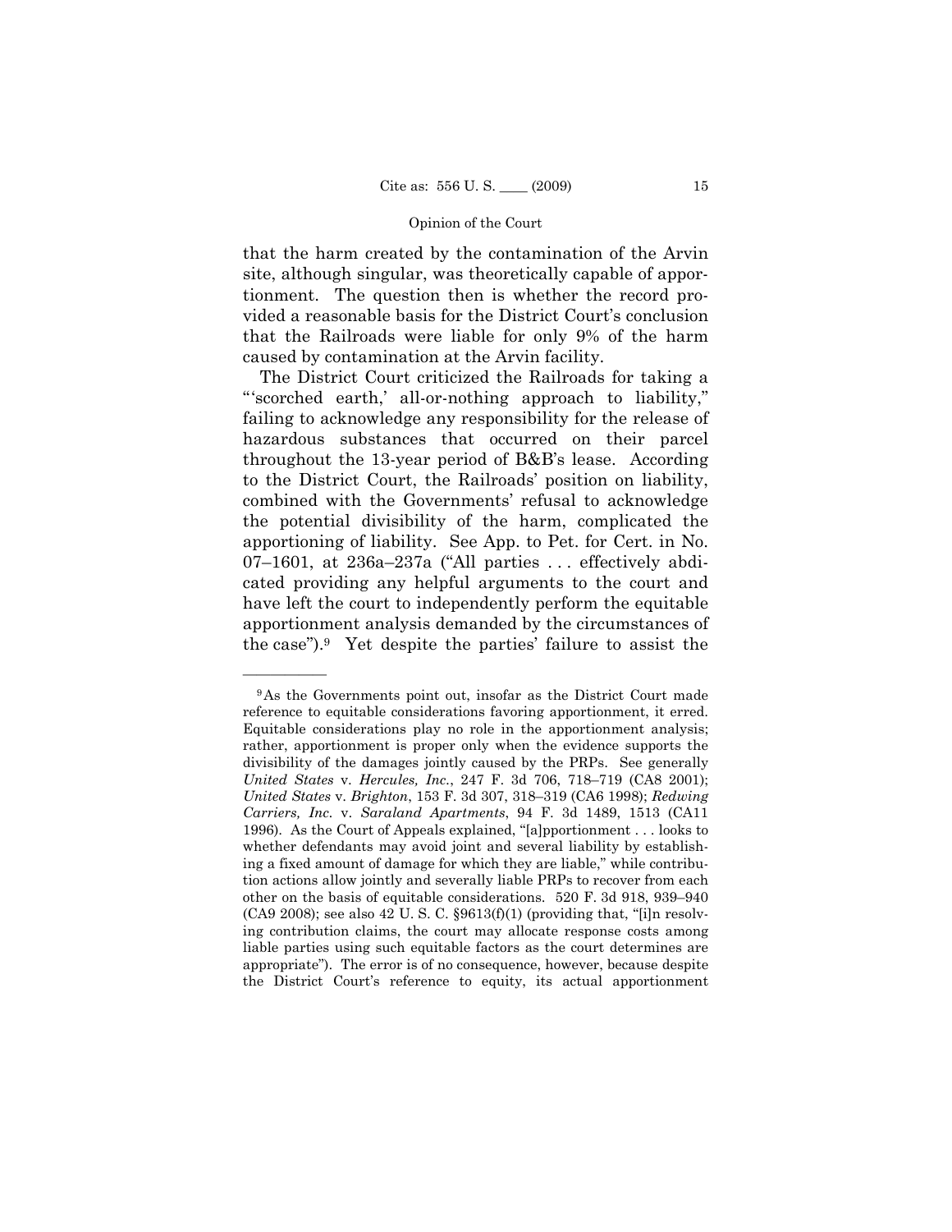that the harm created by the contamination of the Arvin site, although singular, was theoretically capable of apportionment. The question then is whether the record provided a reasonable basis for the District Court's conclusion that the Railroads were liable for only 9% of the harm caused by contamination at the Arvin facility.

The District Court criticized the Railroads for taking a "'scorched earth,' all-or-nothing approach to liability," failing to acknowledge any responsibility for the release of hazardous substances that occurred on their parcel throughout the 13-year period of B&B's lease. According to the District Court, the Railroads' position on liability, combined with the Governments' refusal to acknowledge the potential divisibility of the harm, complicated the apportioning of liability. See App. to Pet. for Cert. in No. 07–1601, at 236a–237a ("All parties . . . effectively abdicated providing any helpful arguments to the court and have left the court to independently perform the equitable apportionment analysis demanded by the circumstances of the case").[9] Yet despite the parties' failure to assist the

---

[9] As the Governments point out, insofar as the District Court made reference to equitable considerations favoring apportionment, it erred. Equitable considerations play no role in the apportionment analysis; rather, apportionment is proper only when the evidence supports the divisibility of the damages jointly caused by the PRPs. See generally *United States* v. *Hercules, Inc.*, 247 F. 3d 706, 718–719 (CA8 2001); *United States* v. *Brighton*, 153 F. 3d 307, 318–319 (CA6 1998); *Redwing Carriers, Inc.* v. *Saraland Apartments*, 94 F. 3d 1489, 1513 (CA11 1996). As the Court of Appeals explained, "[a]pportionment . . . looks to whether defendants may avoid joint and several liability by establishing a fixed amount of damage for which they are liable," while contribution actions allow jointly and severally liable PRPs to recover from each other on the basis of equitable considerations. 520 F. 3d 918, 939–940 (CA9 2008); see also 42 U. S. C. §9613(f)(1) (providing that, "[i]n resolving contribution claims, the court may allocate response costs among liable parties using such equitable factors as the court determines are appropriate"). The error is of no consequence, however, because despite the District Court's reference to equity, its actual apportionment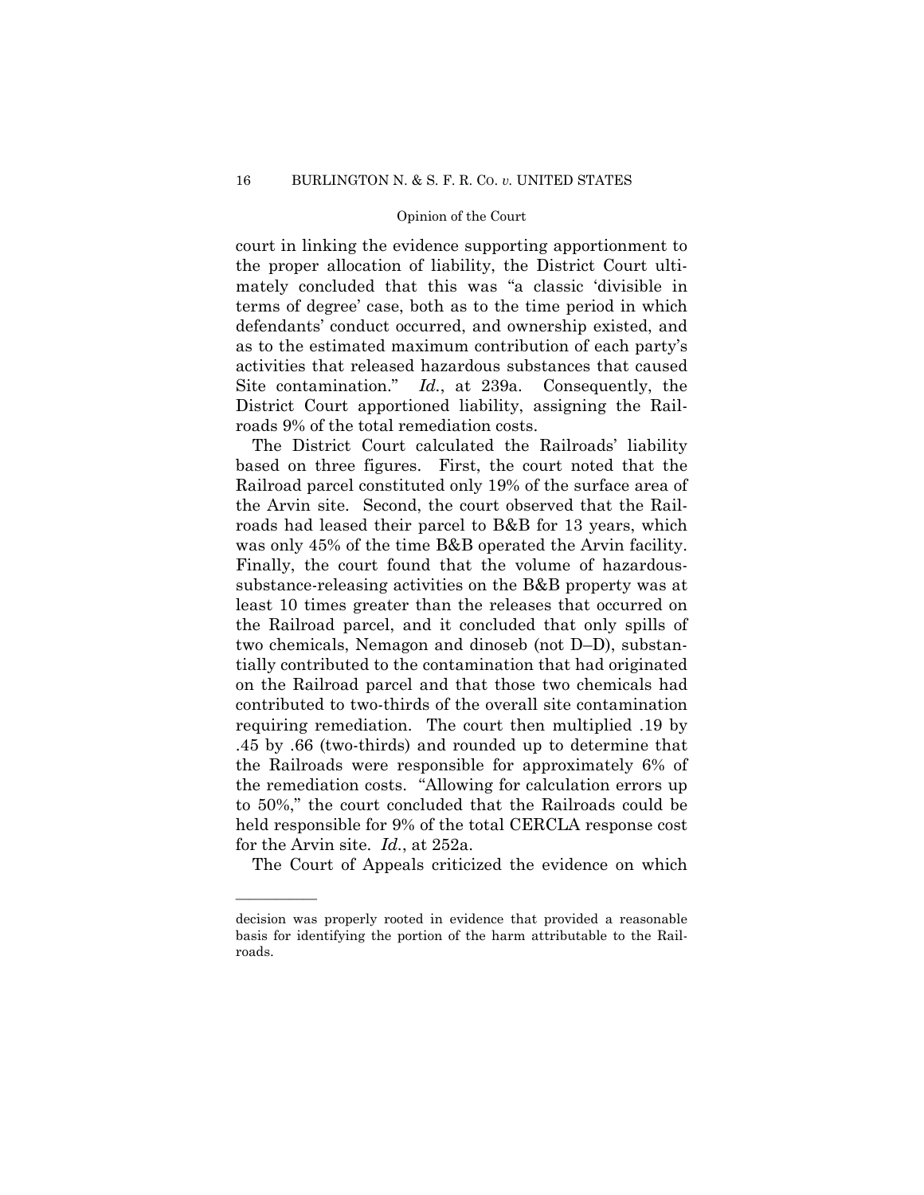court in linking the evidence supporting apportionment to the proper allocation of liability, the District Court ultimately concluded that this was "a classic 'divisible in terms of degree' case, both as to the time period in which defendants' conduct occurred, and ownership existed, and as to the estimated maximum contribution of each party's activities that released hazardous substances that caused Site contamination." *Id.*, at 239a. Consequently, the District Court apportioned liability, assigning the Railroads 9% of the total remediation costs.

The District Court calculated the Railroads' liability based on three figures. First, the court noted that the Railroad parcel constituted only 19% of the surface area of the Arvin site. Second, the court observed that the Railroads had leased their parcel to B&B for 13 years, which was only 45% of the time B&B operated the Arvin facility. Finally, the court found that the volume of hazardous-substance-releasing activities on the B&B property was at least 10 times greater than the releases that occurred on the Railroad parcel, and it concluded that only spills of two chemicals, Nemagon and dinoseb (not D–D), substantially contributed to the contamination that had originated on the Railroad parcel and that those two chemicals had contributed to two-thirds of the overall site contamination requiring remediation. The court then multiplied .19 by .45 by .66 (two-thirds) and rounded up to determine that the Railroads were responsible for approximately 6% of the remediation costs. "Allowing for calculation errors up to 50%," the court concluded that the Railroads could be held responsible for 9% of the total CERCLA response cost for the Arvin site. *Id.*, at 252a.

The Court of Appeals criticized the evidence on which

---

decision was properly rooted in evidence that provided a reasonable basis for identifying the portion of the harm attributable to the Railroads.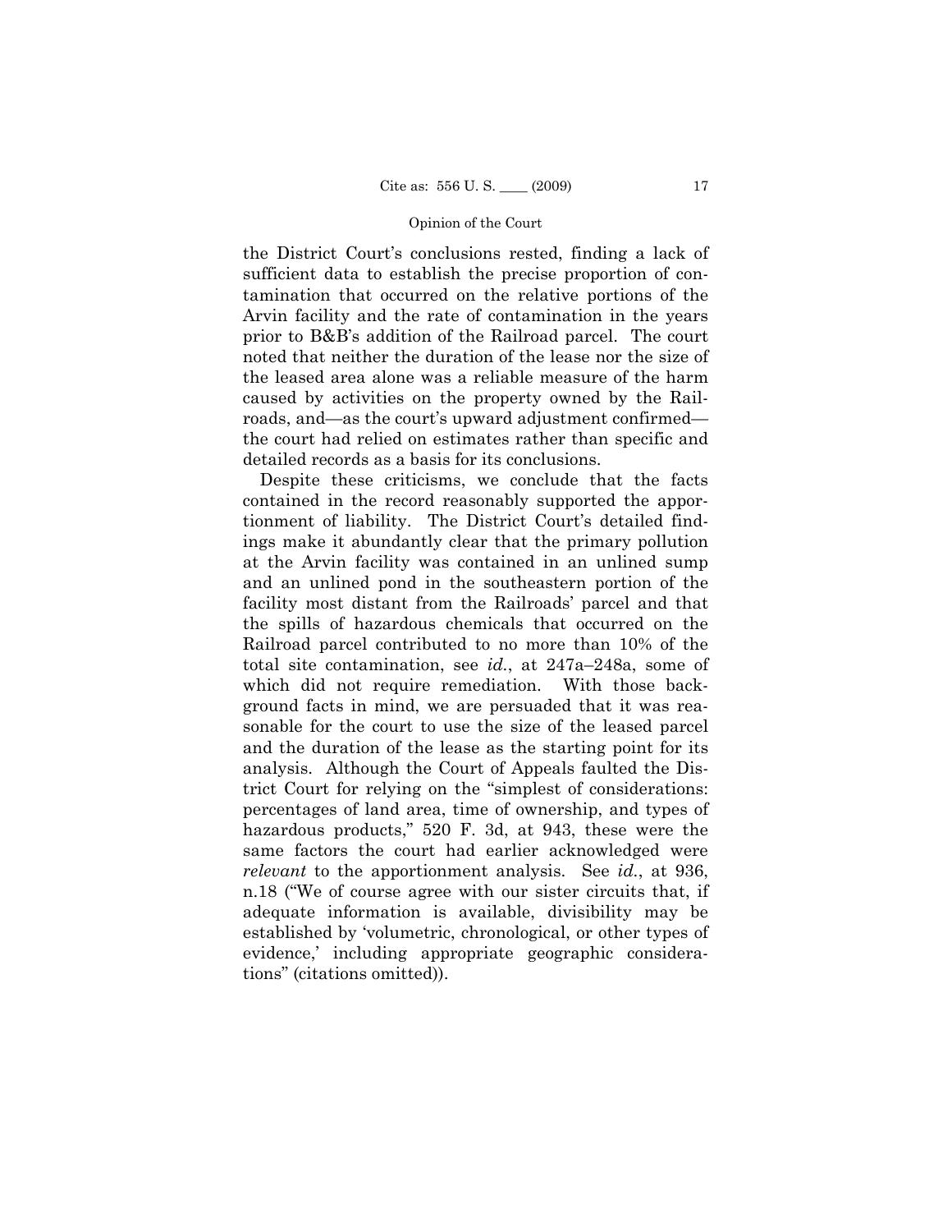the District Court's conclusions rested, finding a lack of sufficient data to establish the precise proportion of contamination that occurred on the relative portions of the Arvin facility and the rate of contamination in the years prior to B&B's addition of the Railroad parcel. The court noted that neither the duration of the lease nor the size of the leased area alone was a reliable measure of the harm caused by activities on the property owned by the Railroads, and—as the court's upward adjustment confirmed—the court had relied on estimates rather than specific and detailed records as a basis for its conclusions.

Despite these criticisms, we conclude that the facts contained in the record reasonably supported the apportionment of liability. The District Court's detailed findings make it abundantly clear that the primary pollution at the Arvin facility was contained in an unlined sump and an unlined pond in the southeastern portion of the facility most distant from the Railroads' parcel and that the spills of hazardous chemicals that occurred on the Railroad parcel contributed to no more than 10% of the total site contamination, see *id.*, at 247a–248a, some of which did not require remediation. With those background facts in mind, we are persuaded that it was reasonable for the court to use the size of the leased parcel and the duration of the lease as the starting point for its analysis. Although the Court of Appeals faulted the District Court for relying on the "simplest of considerations: percentages of land area, time of ownership, and types of hazardous products," 520 F. 3d, at 943, these were the same factors the court had earlier acknowledged were *relevant* to the apportionment analysis. See *id.*, at 936, n.18 ("We of course agree with our sister circuits that, if adequate information is available, divisibility may be established by 'volumetric, chronological, or other types of evidence,' including appropriate geographic considerations" (citations omitted)).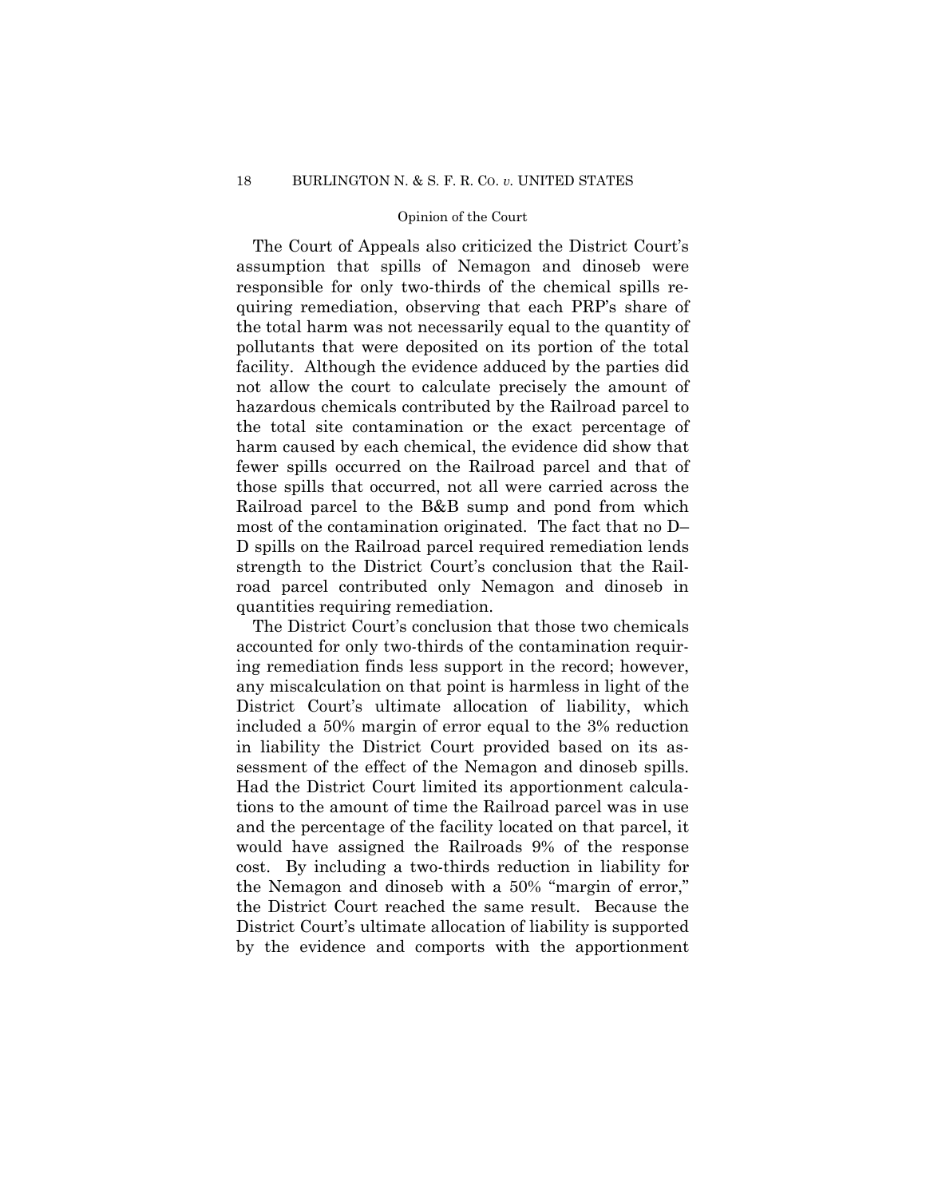The Court of Appeals also criticized the District Court's assumption that spills of Nemagon and dinoseb were responsible for only two-thirds of the chemical spills requiring remediation, observing that each PRP's share of the total harm was not necessarily equal to the quantity of pollutants that were deposited on its portion of the total facility. Although the evidence adduced by the parties did not allow the court to calculate precisely the amount of hazardous chemicals contributed by the Railroad parcel to the total site contamination or the exact percentage of harm caused by each chemical, the evidence did show that fewer spills occurred on the Railroad parcel and that of those spills that occurred, not all were carried across the Railroad parcel to the B&B sump and pond from which most of the contamination originated. The fact that no D–D spills on the Railroad parcel required remediation lends strength to the District Court's conclusion that the Railroad parcel contributed only Nemagon and dinoseb in quantities requiring remediation.

The District Court's conclusion that those two chemicals accounted for only two-thirds of the contamination requiring remediation finds less support in the record; however, any miscalculation on that point is harmless in light of the District Court's ultimate allocation of liability, which included a 50% margin of error equal to the 3% reduction in liability the District Court provided based on its assessment of the effect of the Nemagon and dinoseb spills. Had the District Court limited its apportionment calculations to the amount of time the Railroad parcel was in use and the percentage of the facility located on that parcel, it would have assigned the Railroads 9% of the response cost. By including a two-thirds reduction in liability for the Nemagon and dinoseb with a 50% "margin of error," the District Court reached the same result. Because the District Court's ultimate allocation of liability is supported by the evidence and comports with the apportionment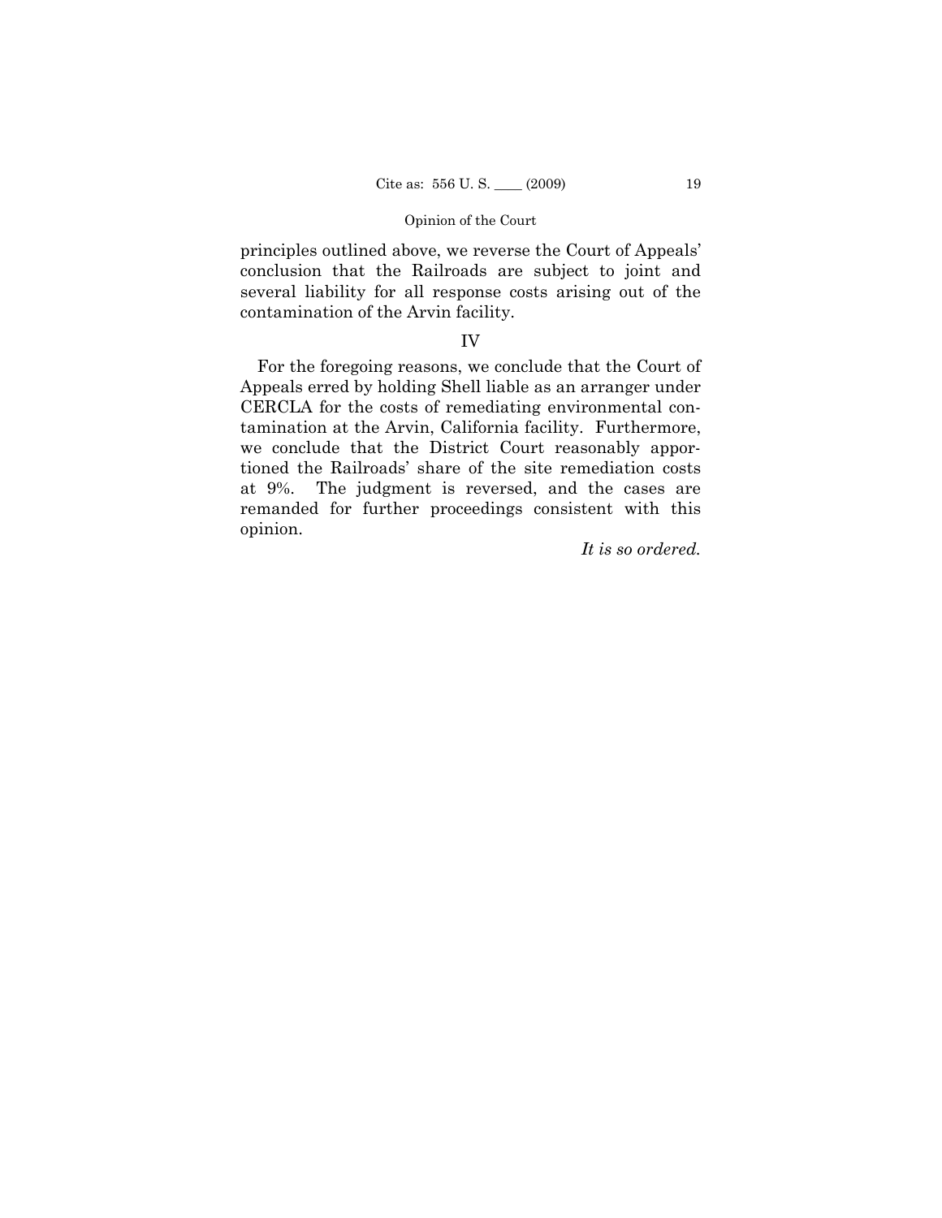principles outlined above, we reverse the Court of Appeals' conclusion that the Railroads are subject to joint and several liability for all response costs arising out of the contamination of the Arvin facility.

## IV

For the foregoing reasons, we conclude that the Court of Appeals erred by holding Shell liable as an arranger under CERCLA for the costs of remediating environmental contamination at the Arvin, California facility. Furthermore, we conclude that the District Court reasonably apportioned the Railroads' share of the site remediation costs at 9%. The judgment is reversed, and the cases are remanded for further proceedings consistent with this opinion.

*It is so ordered.*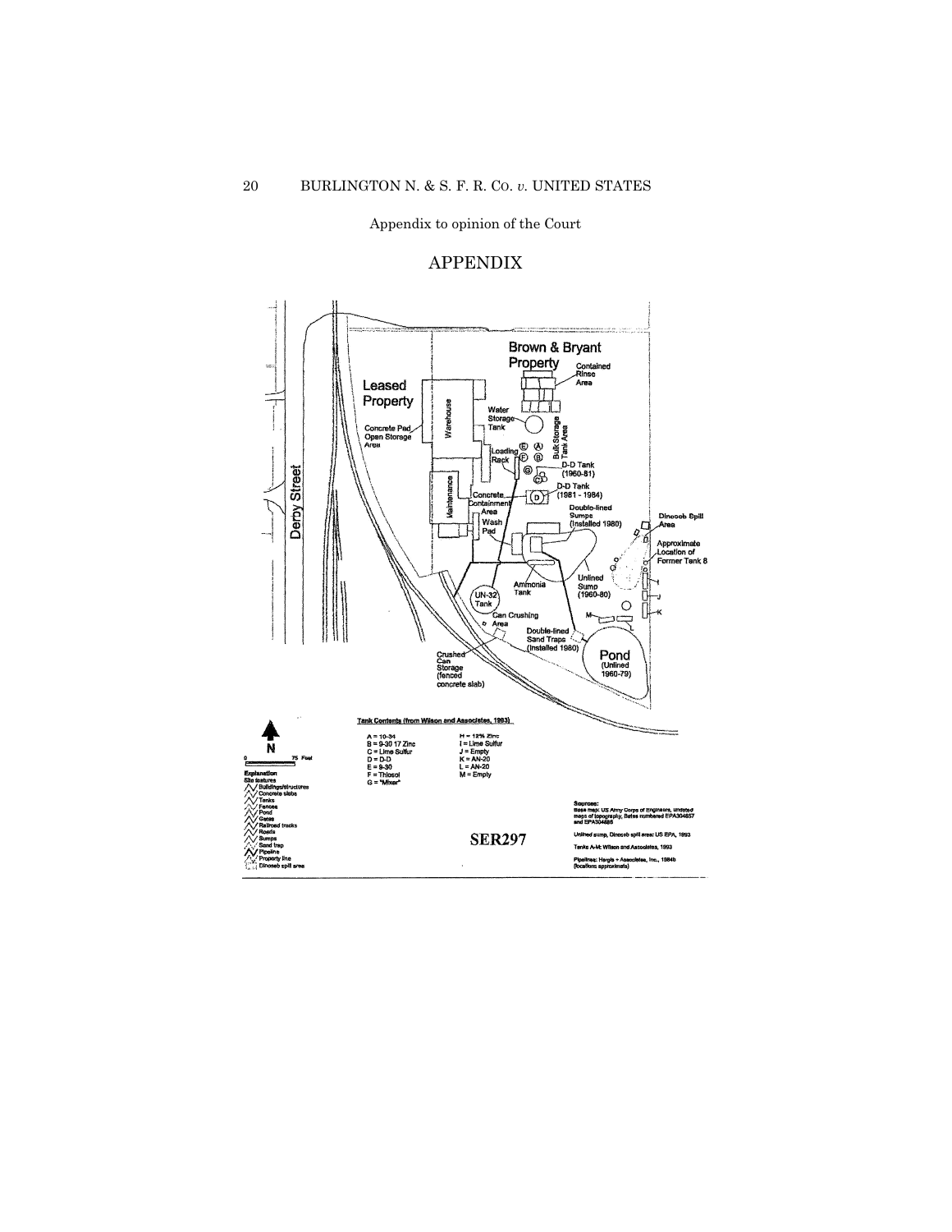Appendix to opinion of the Court

## APPENDIX

Brown & Bryant Property

Contained Rinse Area

Leased Property

Warehouse

Concrete Pad Open Storage Area

Water Storage Tank

Bulk Storage Tank Area

Loading Rack

D-D Tank (1960-81)

D-D Tank (1981 - 1984)

Maintenance

Concrete Containment Area

Wash Pad

Double-lined Sumps (Installed 1980)

Dinoseb Spill Area

Approximate Location of Former Tank 8

Derby Street

Ammonia Tank

UN-32 Tank

Unlined Sump (1960-80)

Can Crushing Area

Double-lined Sand Traps (Installed 1980)

Crushed Can Storage (fenced concrete slab)

Pond (Unlined 1960-79)

N

0 75 Feet

Explanation

Site features

Buildings/structures

Concrete slabs

Tanks

Fences

Pond

Gates

Railroad tracks

Roads

Sumps

Sand trap

Pipeline

Property line

Dinoseb spill area

Tank Contents (from Wilson and Associates, 1993)

A = 10-34

B = 9-30 17 Zinc

C = Lime Sulfur

D = D-D

E = 8-30

F = Thiosol

G = "Mixer"

H = 12% Zinc

I = Lime Sulfur

J = Empty

K = AN-20

L = AN-20

M = Empty

Sources:

Base map: US Army Corps of Engineers, undated maps of topography, Bates numbered EPA304857 and EPA304858

Unlined sump, Dinoseb spill area: US EPA, 1993

Tanks A-M: Wilson and Associates, 1993

Pipelines: Hargis + Associates, Inc., 1984b (locations approximate)

**SER297**